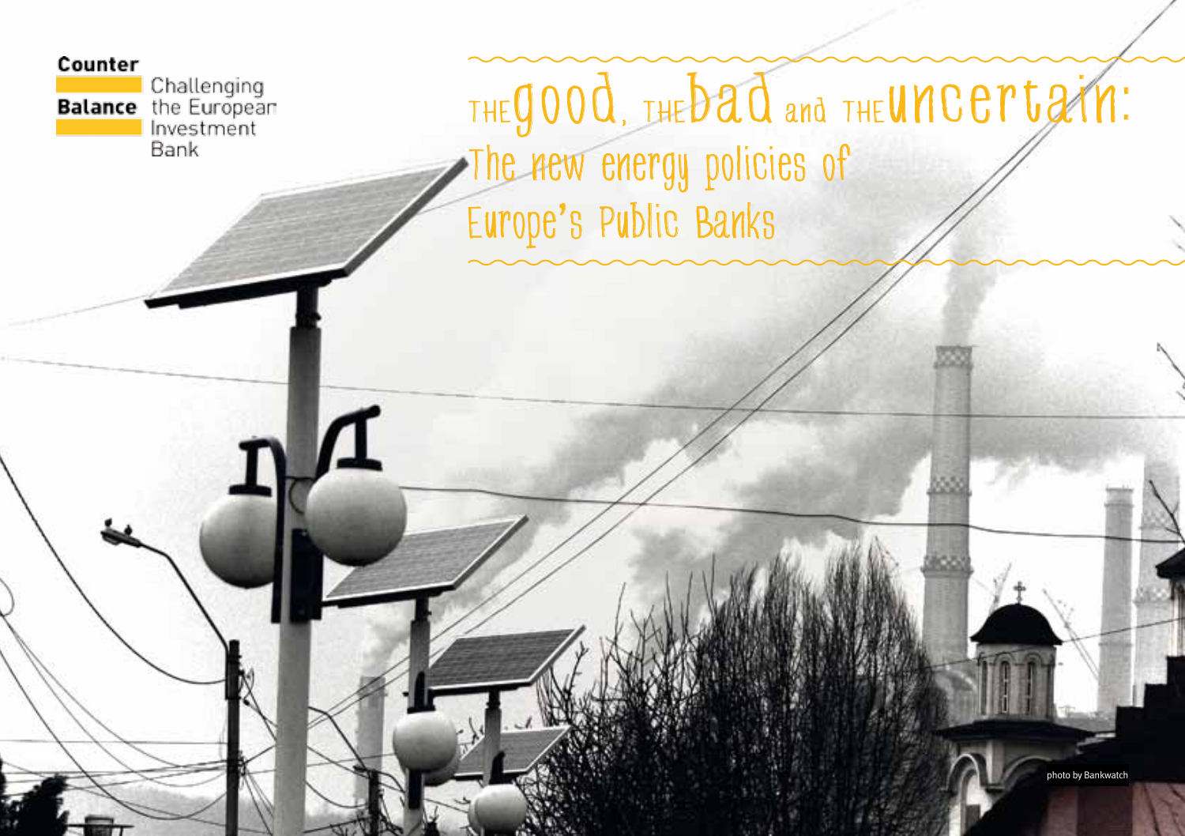Counter Balance

Challenging the European Investment Bank

# THE good, THE bad and THE uncertain: The new energy policies of Europe's Public Banks

photo by Bankwatch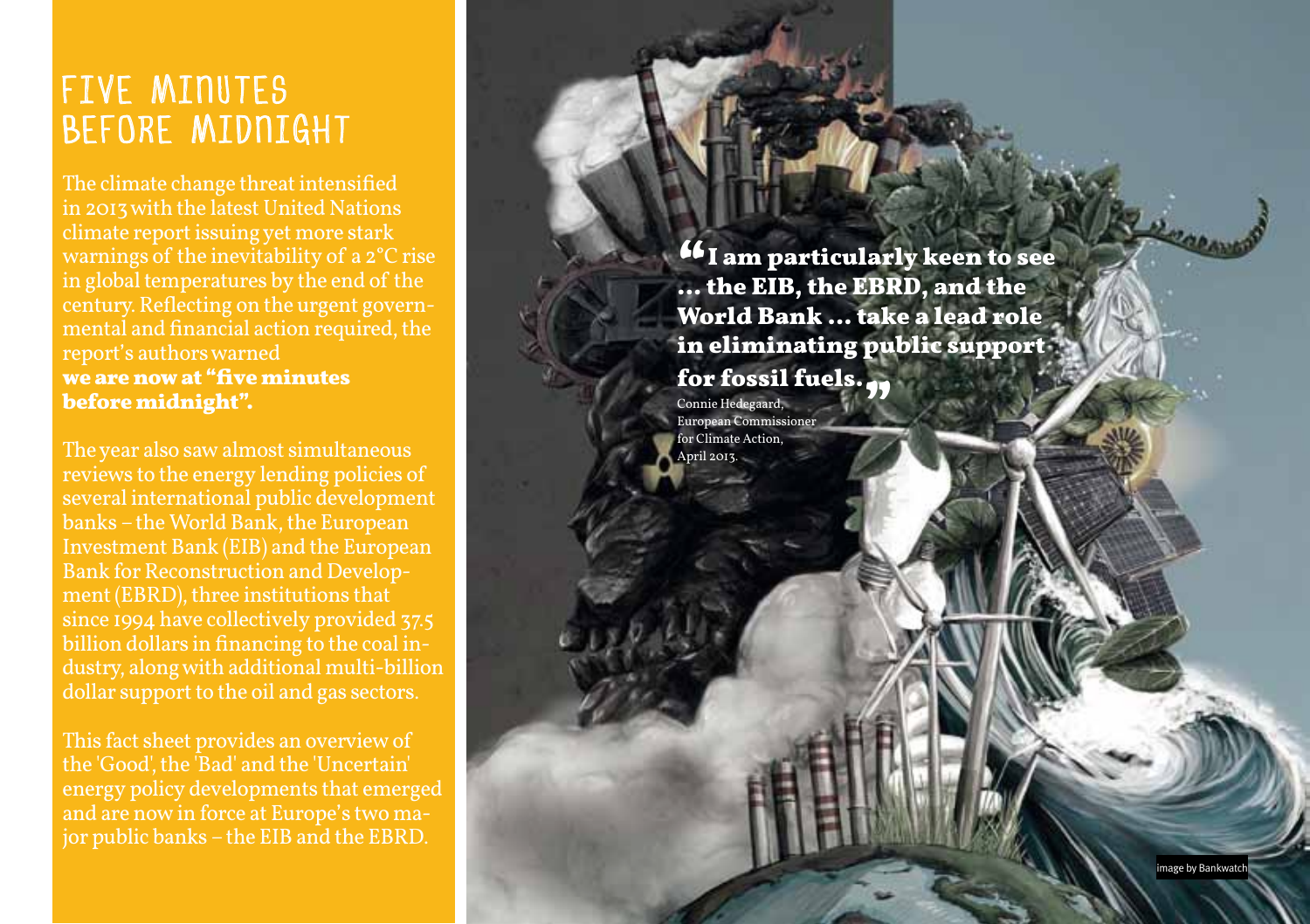# FIVE MINUTES BEFORE MIDNIGHT

The climate change threat intensified in 2013 with the latest United Nations climate report issuing yet more stark warnings of the inevitability of a 2°C rise in global temperatures by the end of the century. Reflecting on the urgent governmental and financial action required, the report's authors warned **we are now at "five minutes before midnight".**

The year also saw almost simultaneous reviews to the energy lending policies of several international public development banks – the World Bank, the European Investment Bank (EIB) and the European Bank for Reconstruction and Development (EBRD), three institutions that since 1994 have collectively provided 37.5 billion dollars in financing to the coal industry, along with additional multi-billion dollar support to the oil and gas sectors.

This fact sheet provides an overview of the 'Good', the 'Bad' and the 'Uncertain' energy policy developments that emerged and are now in force at Europe's two major public banks – the EIB and the EBRD.

> **"I am particularly keen to see ... the EIB, the EBRD, and the World Bank ... take a lead role in eliminating public support for fossil fuels."**
>
> Connie Hedegaard, European Commissioner for Climate Action, April 2013.

image by Bankwatch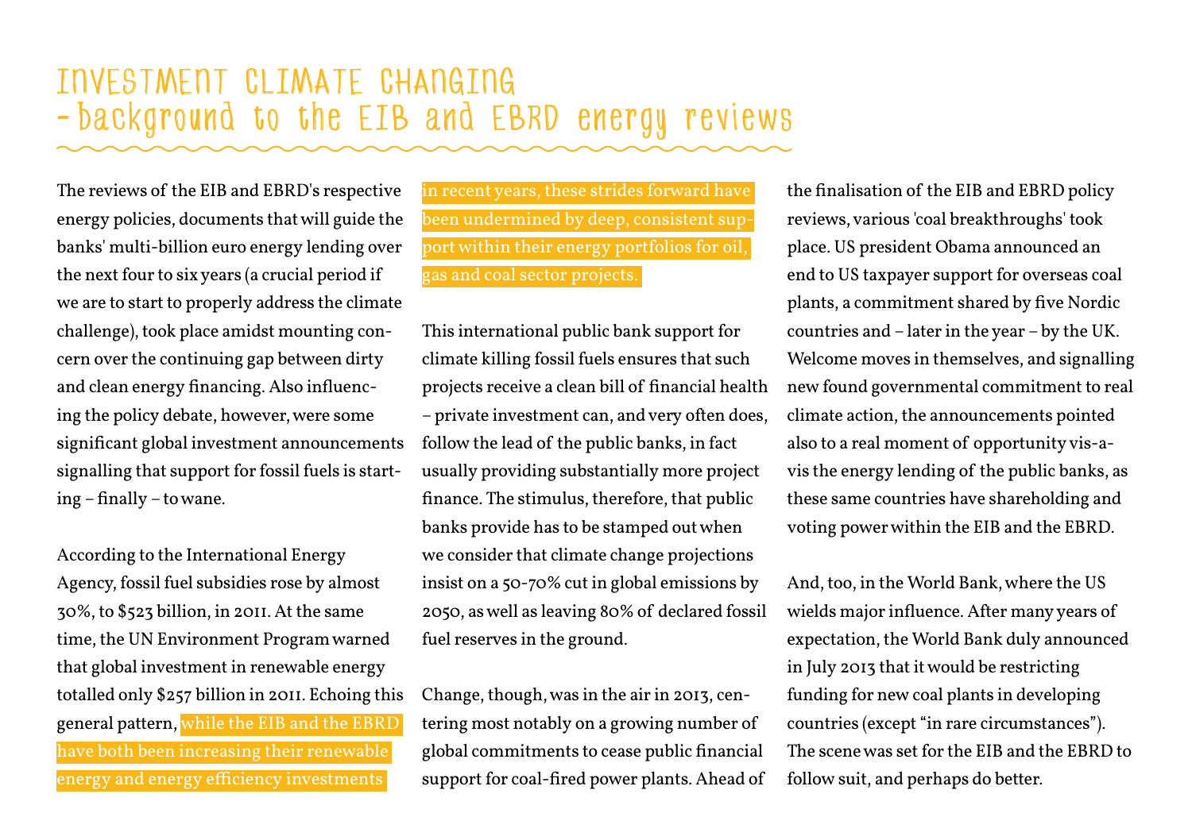# Investment climate changing – background to the EIB and EBRD energy reviews

The reviews of the EIB and EBRD's respective energy policies, documents that will guide the banks' multi-billion euro energy lending over the next four to six years (a crucial period if we are to start to properly address the climate challenge), took place amidst mounting concern over the continuing gap between dirty and clean energy financing. Also influencing the policy debate, however, were some significant global investment announcements signalling that support for fossil fuels is starting – finally – to wane.

According to the International Energy Agency, fossil fuel subsidies rose by almost 30%, to $523 billion, in 2011. At the same time, the UN Environment Program warned that global investment in renewable energy totalled only $257 billion in 2011. Echoing this general pattern, while the EIB and the EBRD have both been increasing their renewable energy and energy efficiency investments in recent years, these strides forward have been undermined by deep, consistent support within their energy portfolios for oil, gas and coal sector projects.

This international public bank support for climate killing fossil fuels ensures that such projects receive a clean bill of financial health – private investment can, and very often does, follow the lead of the public banks, in fact usually providing substantially more project finance. The stimulus, therefore, that public banks provide has to be stamped out when we consider that climate change projections insist on a 50-70% cut in global emissions by 2050, as well as leaving 80% of declared fossil fuel reserves in the ground.

Change, though, was in the air in 2013, centering most notably on a growing number of global commitments to cease public financial support for coal-fired power plants. Ahead of the finalisation of the EIB and EBRD policy reviews, various 'coal breakthroughs' took place. US president Obama announced an end to US taxpayer support for overseas coal plants, a commitment shared by five Nordic countries and – later in the year – by the UK. Welcome moves in themselves, and signalling new found governmental commitment to real climate action, the announcements pointed also to a real moment of opportunity vis-a-vis the energy lending of the public banks, as these same countries have shareholding and voting power within the EIB and the EBRD.

And, too, in the World Bank, where the US wields major influence. After many years of expectation, the World Bank duly announced in July 2013 that it would be restricting funding for new coal plants in developing countries (except "in rare circumstances"). The scene was set for the EIB and the EBRD to follow suit, and perhaps do better.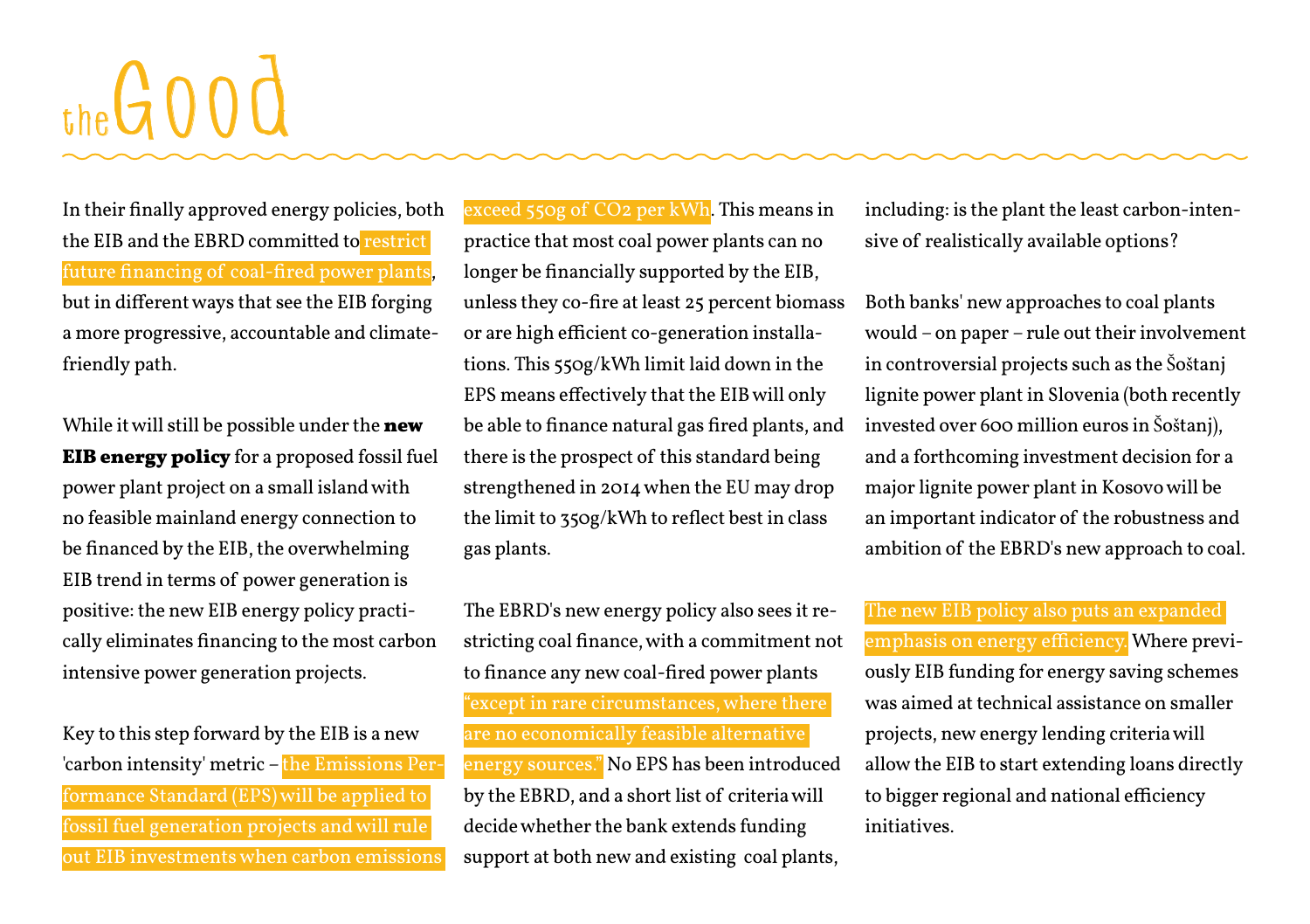# the Good

In their finally approved energy policies, both the EIB and the EBRD committed to restrict future financing of coal-fired power plants, but in different ways that see the EIB forging a more progressive, accountable and climate-friendly path.

While it will still be possible under the **new EIB energy policy** for a proposed fossil fuel power plant project on a small island with no feasible mainland energy connection to be financed by the EIB, the overwhelming EIB trend in terms of power generation is positive: the new EIB energy policy practically eliminates financing to the most carbon intensive power generation projects.

Key to this step forward by the EIB is a new 'carbon intensity' metric – the Emissions Performance Standard (EPS) will be applied to fossil fuel generation projects and will rule out EIB investments when carbon emissions exceed 550g of $CO_2$ per kWh. This means in practice that most coal power plants can no longer be financially supported by the EIB, unless they co-fire at least 25 percent biomass or are high efficient co-generation installations. This 550g/kWh limit laid down in the EPS means effectively that the EIB will only be able to finance natural gas fired plants, and there is the prospect of this standard being strengthened in 2014 when the EU may drop the limit to 350g/kWh to reflect best in class gas plants.

The EBRD's new energy policy also sees it restricting coal finance, with a commitment not to finance any new coal-fired power plants "except in rare circumstances, where there are no economically feasible alternative energy sources." No EPS has been introduced by the EBRD, and a short list of criteria will decide whether the bank extends funding support at both new and existing coal plants, including: is the plant the least carbon-intensive of realistically available options?

Both banks' new approaches to coal plants would – on paper – rule out their involvement in controversial projects such as the Šoštanj lignite power plant in Slovenia (both recently invested over 600 million euros in Šoštanj), and a forthcoming investment decision for a major lignite power plant in Kosovo will be an important indicator of the robustness and ambition of the EBRD's new approach to coal.

The new EIB policy also puts an expanded emphasis on energy efficiency. Where previously EIB funding for energy saving schemes was aimed at technical assistance on smaller projects, new energy lending criteria will allow the EIB to start extending loans directly to bigger regional and national efficiency initiatives.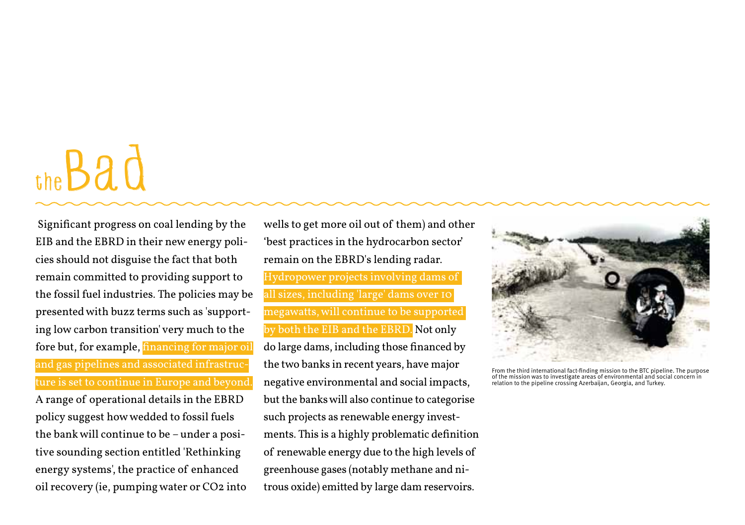# the Bad

Significant progress on coal lending by the EIB and the EBRD in their new energy policies should not disguise the fact that both remain committed to providing support to the fossil fuel industries. The policies may be presented with buzz terms such as 'supporting low carbon transition' very much to the fore but, for example, financing for major oil and gas pipelines and associated infrastructure is set to continue in Europe and beyond. A range of operational details in the EBRD policy suggest how wedded to fossil fuels the bank will continue to be – under a positive sounding section entitled 'Rethinking energy systems', the practice of enhanced oil recovery (ie, pumping water or $CO_2$ into wells to get more oil out of them) and other 'best practices in the hydrocarbon sector' remain on the EBRD's lending radar. Hydropower projects involving dams of all sizes, including 'large' dams over 10 megawatts, will continue to be supported by both the EIB and the EBRD. Not only do large dams, including those financed by the two banks in recent years, have major negative environmental and social impacts, but the banks will also continue to categorise such projects as renewable energy investments. This is a highly problematic definition of renewable energy due to the high levels of greenhouse gases (notably methane and nitrous oxide) emitted by large dam reservoirs.

From the third international fact-finding mission to the BTC pipeline. The purpose of the mission was to investigate areas of environmental and social concern in relation to the pipeline crossing Azerbaijan, Georgia, and Turkey.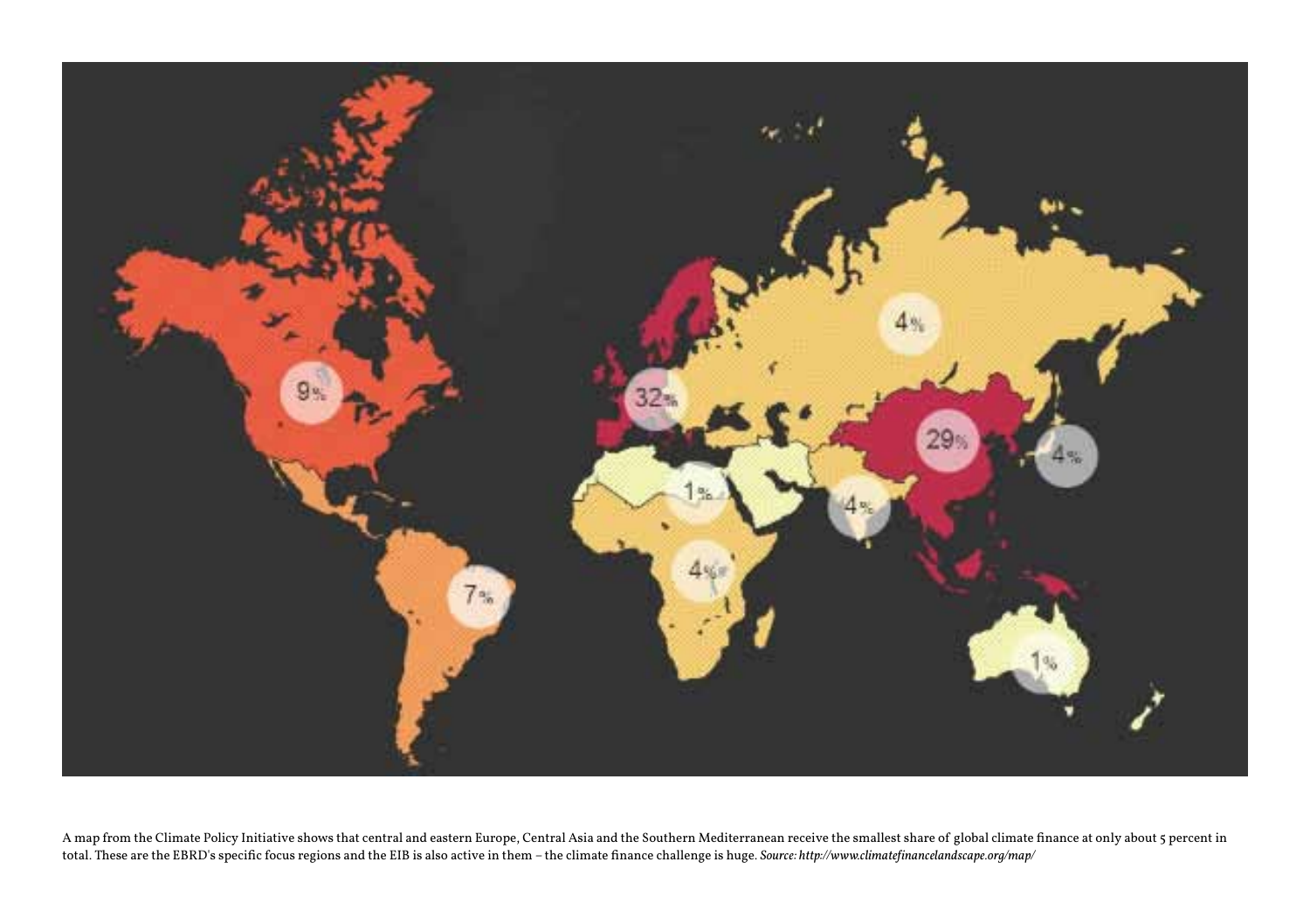A map from the Climate Policy Initiative shows that central and eastern Europe, Central Asia and the Southern Mediterranean receive the smallest share of global climate finance at only about 5 percent in total. These are the EBRD's specific focus regions and the EIB is also active in them – the climate finance challenge is huge. *Source: http://www.climatefinancelandscape.org/map/*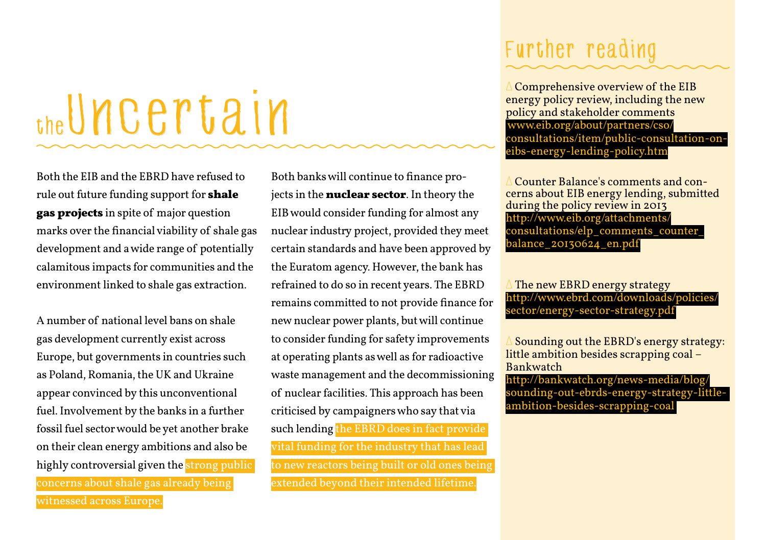# the Uncertain

Both the EIB and the EBRD have refused to rule out future funding support for **shale gas projects** in spite of major question marks over the financial viability of shale gas development and a wide range of potentially calamitous impacts for communities and the environment linked to shale gas extraction.

A number of national level bans on shale gas development currently exist across Europe, but governments in countries such as Poland, Romania, the UK and Ukraine appear convinced by this unconventional fuel. Involvement by the banks in a further fossil fuel sector would be yet another brake on their clean energy ambitions and also be highly controversial given the strong public concerns about shale gas already being witnessed across Europe.

Both banks will continue to finance projects in the **nuclear sector**. In theory the EIB would consider funding for almost any nuclear industry project, provided they meet certain standards and have been approved by the Euratom agency. However, the bank has refrained to do so in recent years. The EBRD remains committed to not provide finance for new nuclear power plants, but will continue to consider funding for safety improvements at operating plants as well as for radioactive waste management and the decommissioning of nuclear facilities. This approach has been criticised by campaigners who say that via such lending the EBRD does in fact provide vital funding for the industry that has lead to new reactors being built or old ones being extended beyond their intended lifetime.

## Further reading

- Comprehensive overview of the EIB energy policy review, including the new policy and stakeholder comments
  www.eib.org/about/partners/cso/consultations/item/public-consultation-on-eibs-energy-lending-policy.htm

- Counter Balance's comments and concerns about EIB energy lending, submitted during the policy review in 2013
  http://www.eib.org/attachments/consultations/elp_comments_counter_balance_20130624_en.pdf

- The new EBRD energy strategy
  http://www.ebrd.com/downloads/policies/sector/energy-sector-strategy.pdf

- Sounding out the EBRD's energy strategy: little ambition besides scrapping coal – Bankwatch
  http://bankwatch.org/news-media/blog/sounding-out-ebrds-energy-strategy-little-ambition-besides-scrapping-coal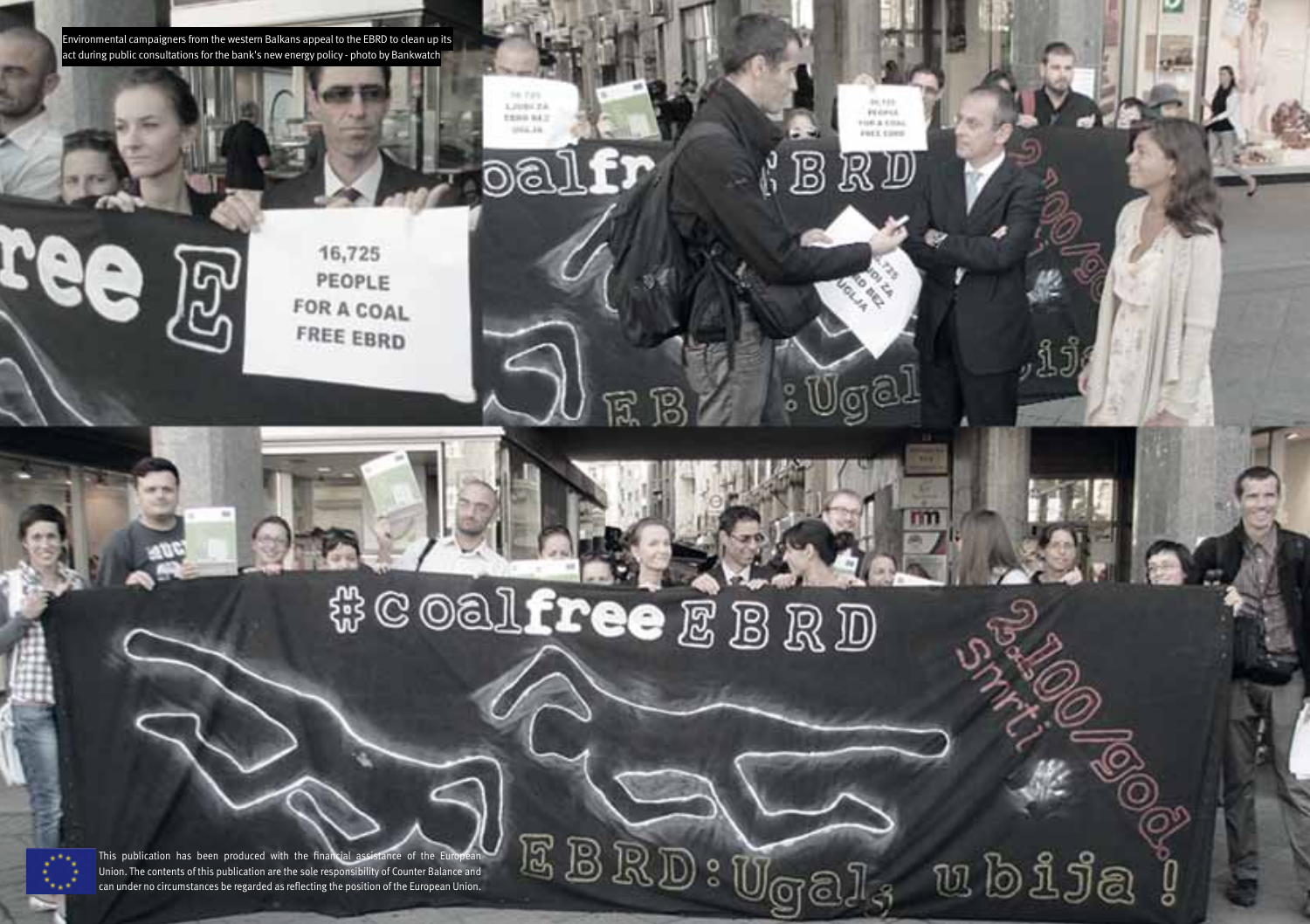Environmental campaigners from the western Balkans appeal to the EBRD to clean up its act during public consultations for the bank's new energy policy - photo by Bankwatch

This publication has been produced with the financial assistance of the European Union. The contents of this publication are the sole responsibility of Counter Balance and can under no circumstances be regarded as reflecting the position of the European Union.